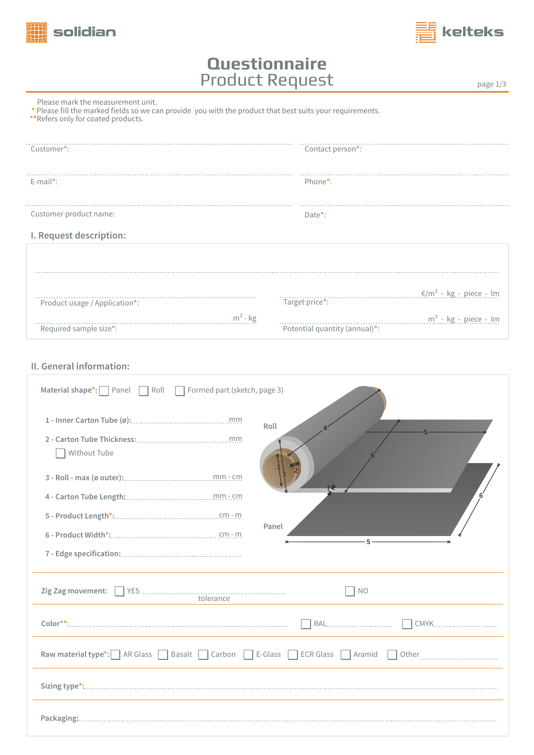solidian kelteks

# Questionnaire
## Product Request

Please mark the measurement unit.
\* Please fill the marked fields so we can provide you with the product that best suits your requirements.
\*\*Refers only for coated products.

Customer*: | Contact person*:

E-mail*: | Phone*:

Customer product name: | Date*:

### I. Request description:

Product usage / Application*:

Target price*: €/m² - kg - piece - lm

Required sample size*: m² - kg

Potential quantity (annual)*: m² - kg - piece - lm

### II. General information:

**Material shape***: ☐ Panel ☐ Roll ☐ Formed part (sketch, page 3)

**1 - Inner Carton Tube (ø):** ........ mm

**2 - Carton Tube Thickness:** ........ mm

☐ Without Tube

**3 - Roll - max (ø outer):** ........ mm - cm

**4 - Carton Tube Length:** ........ mm - cm

**5 - Product Length***: ........ cm - m

**6 - Product Width***: ........ cm - m

**7 - Edge specification:** ........

Roll

Panel

**Zig Zag movement:** ☐ YES ........ tolerance ☐ NO

**Color****: ........ ☐ RAL ........ ☐ CMYK ........

**Raw material type***: ☐ AR Glass ☐ Basalt ☐ Carbon ☐ E-Glass ☐ ECR Glass ☐ Aramid ☐ Other ........

**Sizing type***: ........

**Packaging:** ........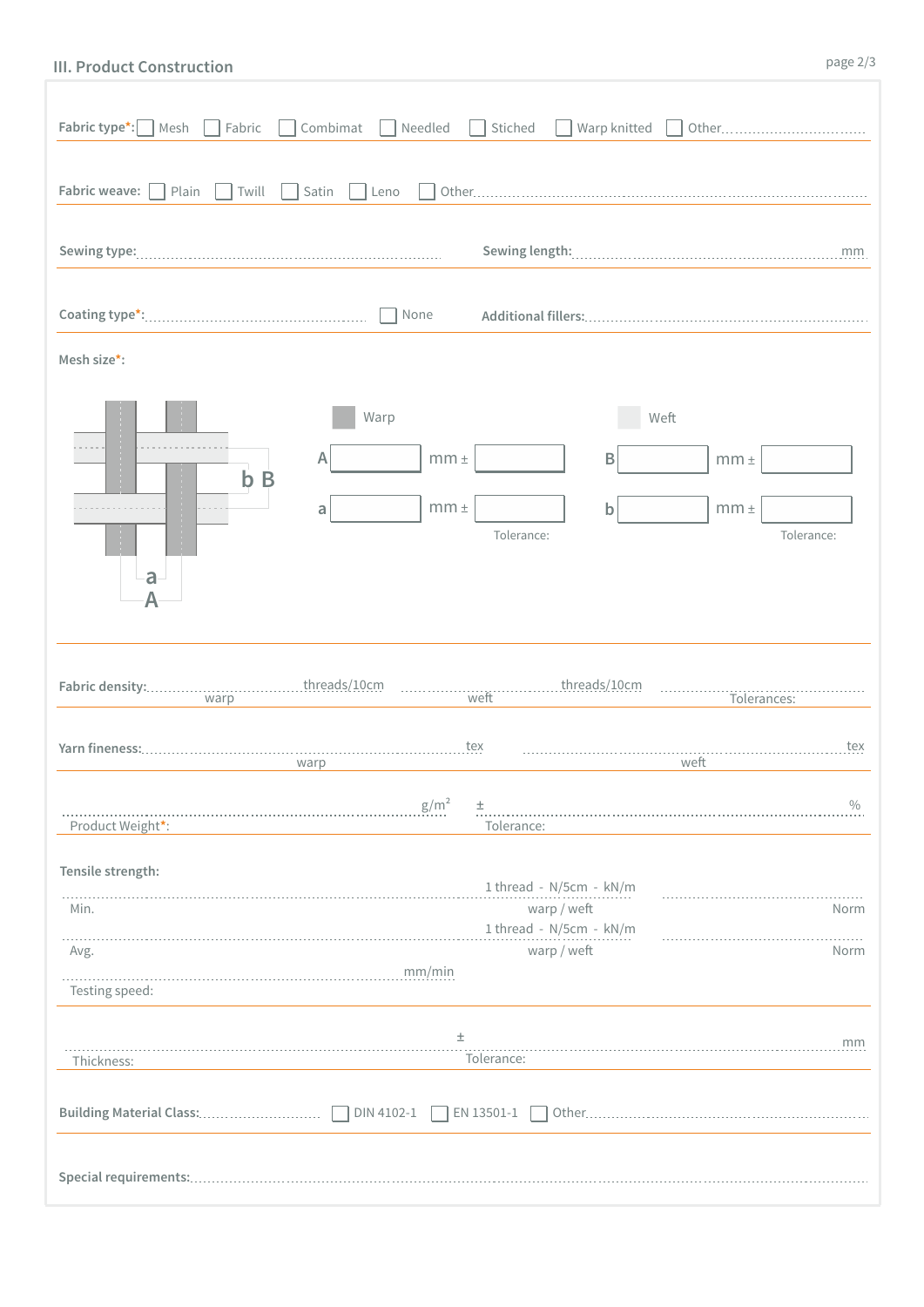## III. Product Construction

**Fabric type*:** ☐ Mesh ☐ Fabric ☐ Combimat ☐ Needled ☐ Stiched ☐ Warp knitted ☐ Other..............................

**Fabric weave:** ☐ Plain ☐ Twill ☐ Satin ☐ Leno ☐ Other..............................

**Sewing type:**.............................................. **Sewing length:**.............................................. mm

**Coating type*:**.............................................. ☐ None **Additional fillers:**..............................................

**Mesh size*:**

a A b B

| | Warp | | | | Weft | | |
|---|---|---|---|---|---|---|---|
| A | | mm ± | | B | | mm ± | |
| a | | mm ± | | b | | mm ± | |
| | | | Tolerance: | | | | Tolerance: |

**Fabric density:**.............................. threads/10cm .............................. threads/10cm ..............................
warp weft Tolerances:

**Yarn fineness:**.............................................. tex .............................................. tex
warp weft

.............................................. g/m² ± .............................................. %
Product Weight*: Tolerance:

**Tensile strength:**

.............................................. 1 thread - N/5cm - kN/m ..............................
Min. warp / weft Norm

.............................................. 1 thread - N/5cm - kN/m ..............................
Avg. warp / weft Norm

.............................................. mm/min
Testing speed:

.............................................. ± .............................................. mm
Thickness: Tolerance:

**Building Material Class:**.............................. ☐ DIN 4102-1 ☐ EN 13501-1 ☐ Other..............................

**Special requirements:**..............................................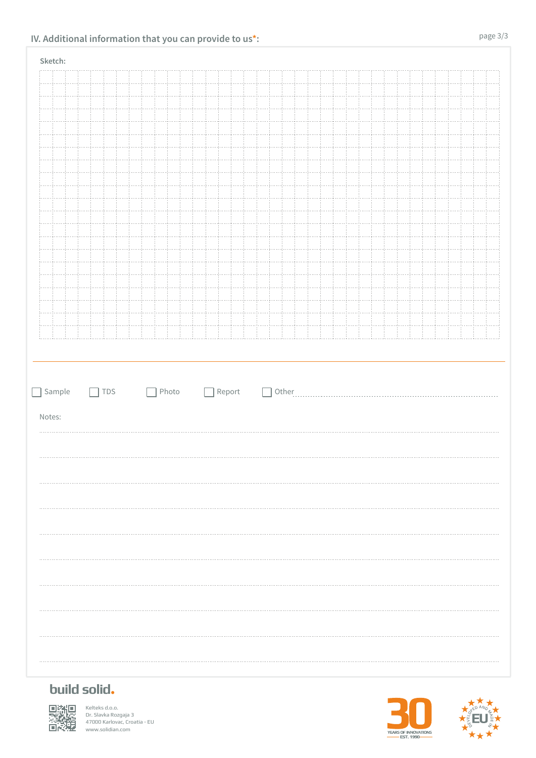## IV. Additional information that you can provide to us*:

Sketch:

- [ ] Sample
- [ ] TDS
- [ ] Photo
- [ ] Report
- [ ] Other ..............................

Notes:

build solid.

Kelteks d.o.o.
Dr. Slavka Rozgaja 3
47000 Karlovac, Croatia - EU
www.solidian.com

30 YEARS OF INNOVATIONS EST. 1990

DEVELOPED AND MADE IN EU